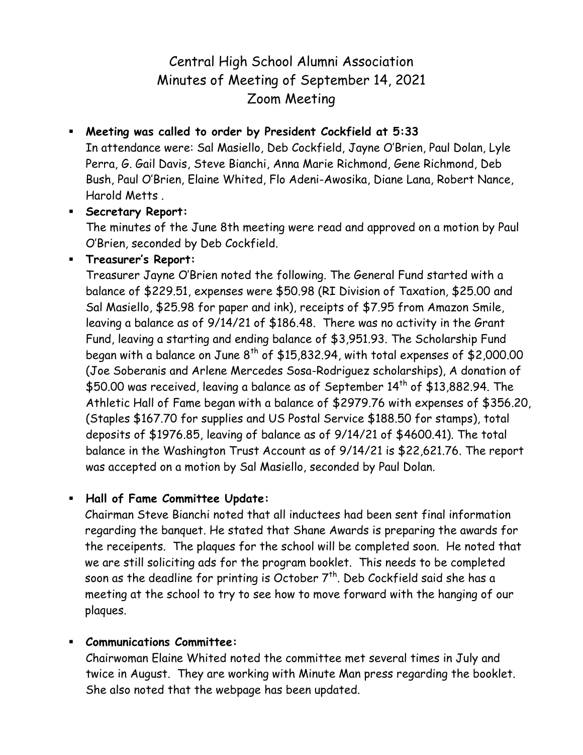# Central High School Alumni Association
## Minutes of Meeting of September 14, 2021
## Zoom Meeting

- **Meeting was called to order by President Cockfield at 5:33**
  In attendance were: Sal Masiello, Deb Cockfield, Jayne O'Brien, Paul Dolan, Lyle Perra, G. Gail Davis, Steve Bianchi, Anna Marie Richmond, Gene Richmond, Deb Bush, Paul O'Brien, Elaine Whited, Flo Adeni-Awosika, Diane Lana, Robert Nance, Harold Metts .

- **Secretary Report:**
  The minutes of the June 8th meeting were read and approved on a motion by Paul O'Brien, seconded by Deb Cockfield.

- **Treasurer's Report:**
  Treasurer Jayne O'Brien noted the following. The General Fund started with a balance of $229.51, expenses were $50.98 (RI Division of Taxation, $25.00 and Sal Masiello, $25.98 for paper and ink), receipts of $7.95 from Amazon Smile, leaving a balance as of 9/14/21 of $186.48. There was no activity in the Grant Fund, leaving a starting and ending balance of $3,951.93. The Scholarship Fund began with a balance on June 8th of $15,832.94, with total expenses of $2,000.00 (Joe Soberanis and Arlene Mercedes Sosa-Rodriguez scholarships), A donation of $50.00 was received, leaving a balance as of September 14th of $13,882.94. The Athletic Hall of Fame began with a balance of $2979.76 with expenses of $356.20, (Staples $167.70 for supplies and US Postal Service $188.50 for stamps), total deposits of $1976.85, leaving of balance as of 9/14/21 of $4600.41). The total balance in the Washington Trust Account as of 9/14/21 is $22,621.76. The report was accepted on a motion by Sal Masiello, seconded by Paul Dolan.

- **Hall of Fame Committee Update:**
  Chairman Steve Bianchi noted that all inductees had been sent final information regarding the banquet. He stated that Shane Awards is preparing the awards for the receipents. The plaques for the school will be completed soon. He noted that we are still soliciting ads for the program booklet. This needs to be completed soon as the deadline for printing is October 7th. Deb Cockfield said she has a meeting at the school to try to see how to move forward with the hanging of our plaques.

- **Communications Committee:**
  Chairwoman Elaine Whited noted the committee met several times in July and twice in August. They are working with Minute Man press regarding the booklet. She also noted that the webpage has been updated.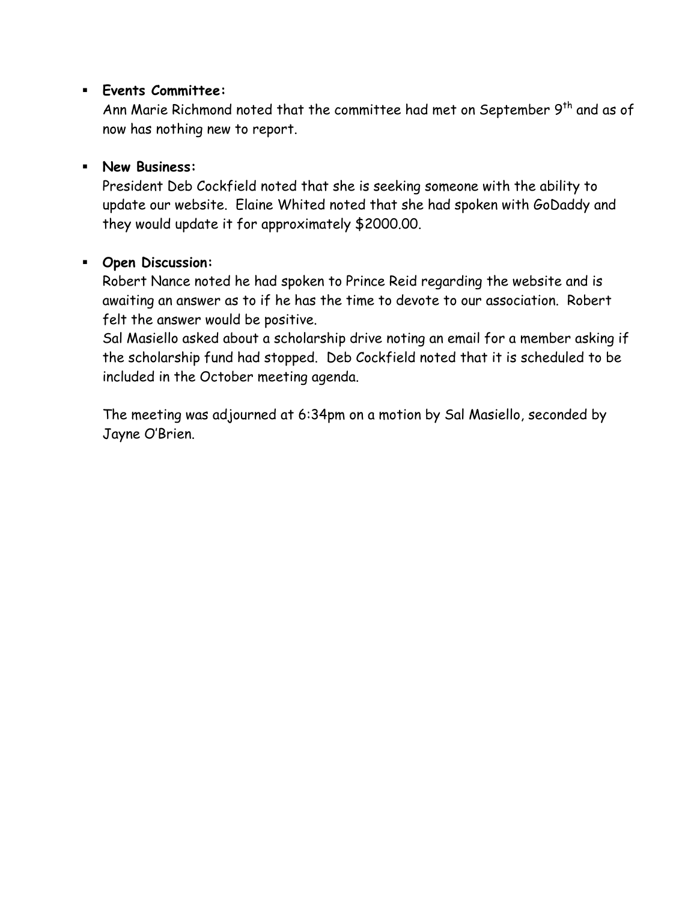- **Events Committee:**
  Ann Marie Richmond noted that the committee had met on September 9th and as of now has nothing new to report.

- **New Business:**
  President Deb Cockfield noted that she is seeking someone with the ability to update our website. Elaine Whited noted that she had spoken with GoDaddy and they would update it for approximately $2000.00.

- **Open Discussion:**
  Robert Nance noted he had spoken to Prince Reid regarding the website and is awaiting an answer as to if he has the time to devote to our association. Robert felt the answer would be positive.
  Sal Masiello asked about a scholarship drive noting an email for a member asking if the scholarship fund had stopped. Deb Cockfield noted that it is scheduled to be included in the October meeting agenda.

  The meeting was adjourned at 6:34pm on a motion by Sal Masiello, seconded by Jayne O'Brien.